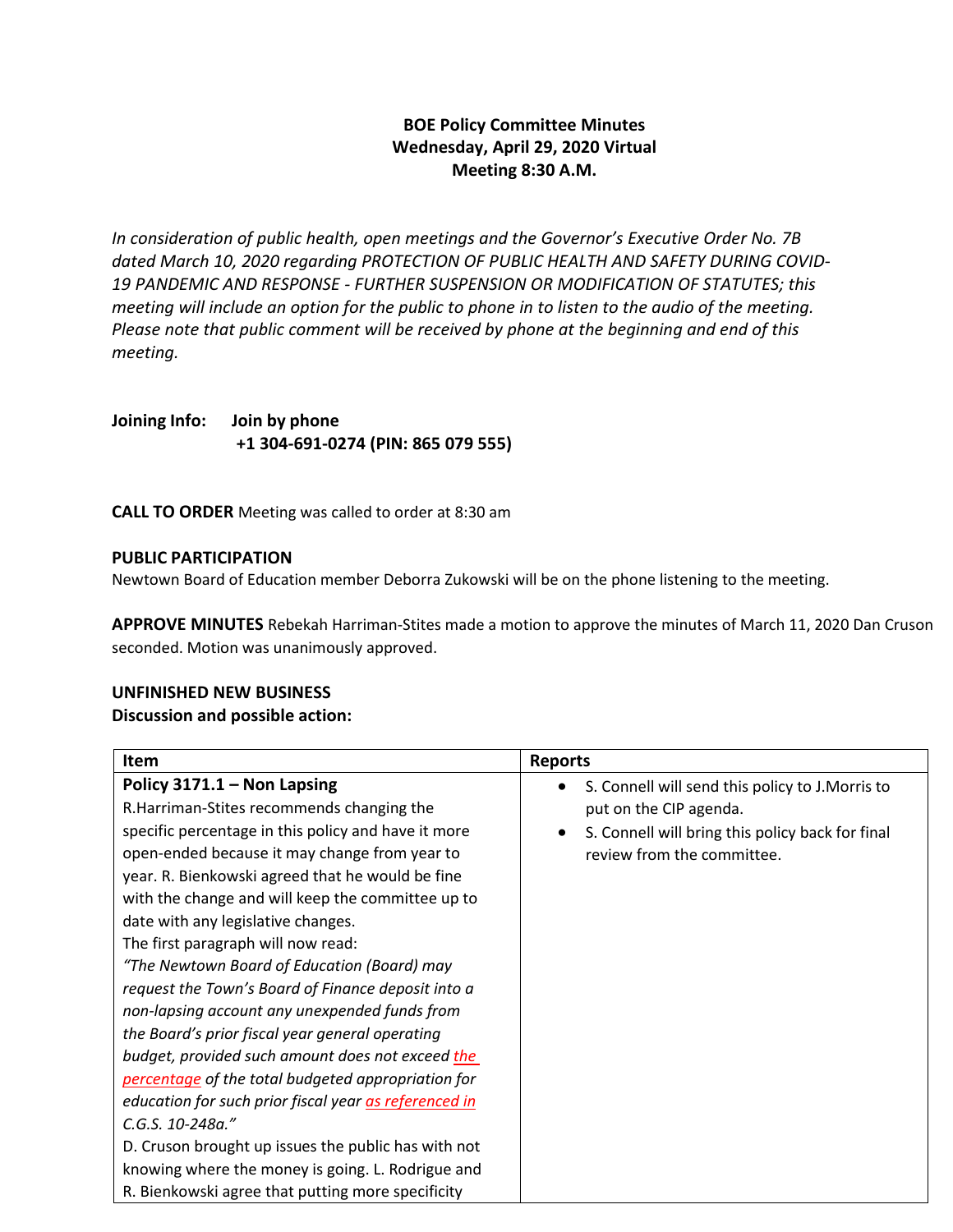**BOE Policy Committee Minutes**
**Wednesday, April 29, 2020 Virtual**
**Meeting 8:30 A.M.**

*In consideration of public health, open meetings and the Governor's Executive Order No. 7B dated March 10, 2020 regarding PROTECTION OF PUBLIC HEALTH AND SAFETY DURING COVID-19 PANDEMIC AND RESPONSE - FURTHER SUSPENSION OR MODIFICATION OF STATUTES; this meeting will include an option for the public to phone in to listen to the audio of the meeting. Please note that public comment will be received by phone at the beginning and end of this meeting.*

**Joining Info:** **Join by phone**
**+1 304-691-0274 (PIN: 865 079 555)**

**CALL TO ORDER** Meeting was called to order at 8:30 am

**PUBLIC PARTICIPATION**
Newtown Board of Education member Deborra Zukowski will be on the phone listening to the meeting.

**APPROVE MINUTES** Rebekah Harriman-Stites made a motion to approve the minutes of March 11, 2020 Dan Cruson seconded. Motion was unanimously approved.

**UNFINISHED NEW BUSINESS**
**Discussion and possible action:**

| **Item** | **Reports** |
|---|---|
| **Policy 3171.1 – Non Lapsing**<br>R.Harriman-Stites recommends changing the specific percentage in this policy and have it more open-ended because it may change from year to year. R. Bienkowski agreed that he would be fine with the change and will keep the committee up to date with any legislative changes.<br>The first paragraph will now read:<br>*"The Newtown Board of Education (Board) may request the Town's Board of Finance deposit into a non-lapsing account any unexpended funds from the Board's prior fiscal year general operating budget, provided such amount does not exceed the percentage of the total budgeted appropriation for education for such prior fiscal year as referenced in C.G.S. 10-248a."*<br>D. Cruson brought up issues the public has with not knowing where the money is going. L. Rodrigue and R. Bienkowski agree that putting more specificity | • S. Connell will send this policy to J.Morris to put on the CIP agenda.<br>• S. Connell will bring this policy back for final review from the committee. |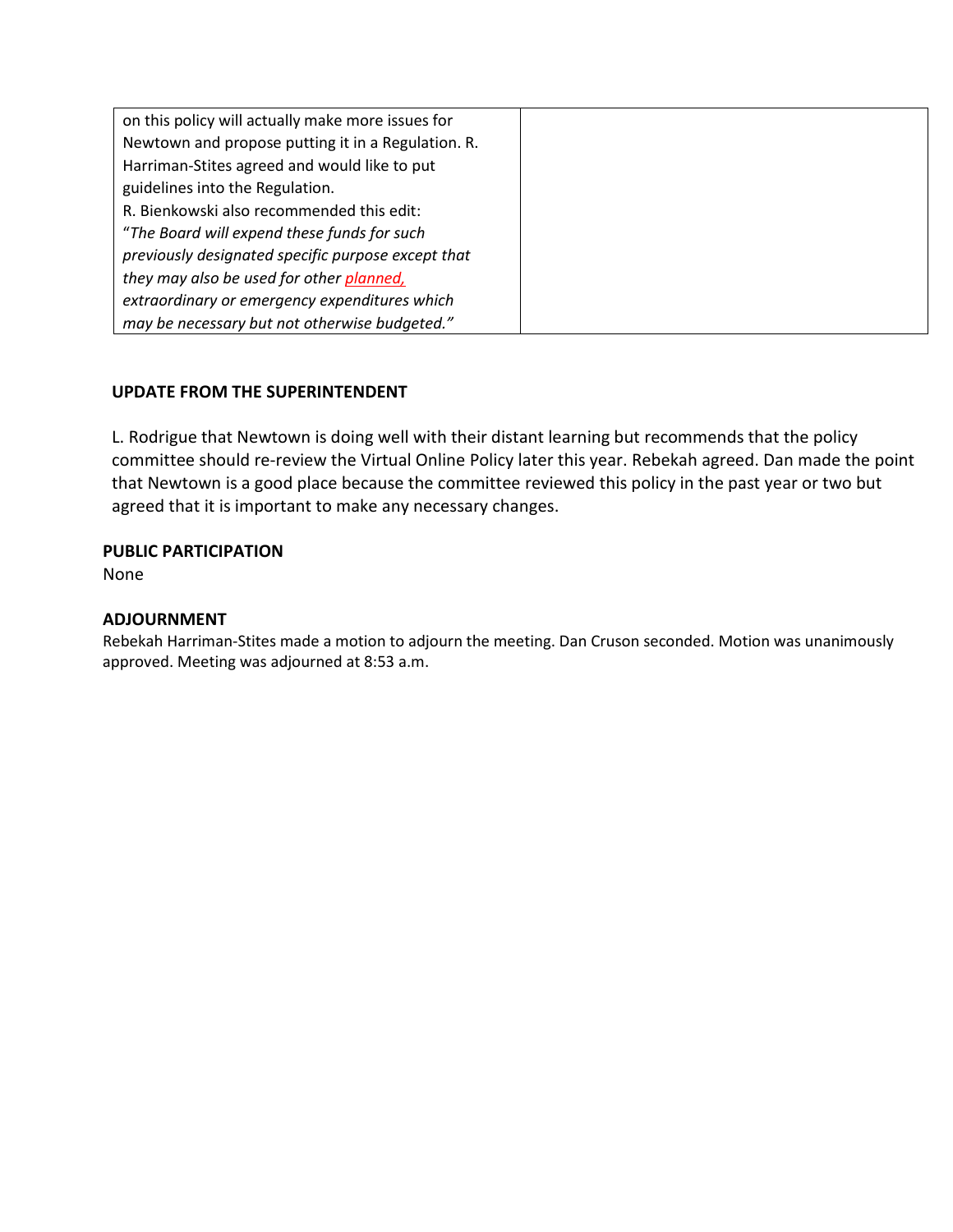| | |
|---|---|
| on this policy will actually make more issues for Newtown and propose putting it in a Regulation. R. Harriman-Stites agreed and would like to put guidelines into the Regulation.<br>R. Bienkowski also recommended this edit:<br>"*The Board will expend these funds for such previously designated specific purpose except that they may also be used for other* *<u>planned,</u>* *extraordinary or emergency expenditures which may be necessary but not otherwise budgeted.*" | |

**UPDATE FROM THE SUPERINTENDENT**

L. Rodrigue that Newtown is doing well with their distant learning but recommends that the policy committee should re-review the Virtual Online Policy later this year. Rebekah agreed. Dan made the point that Newtown is a good place because the committee reviewed this policy in the past year or two but agreed that it is important to make any necessary changes.

**PUBLIC PARTICIPATION**

None

**ADJOURNMENT**

Rebekah Harriman-Stites made a motion to adjourn the meeting. Dan Cruson seconded. Motion was unanimously approved. Meeting was adjourned at 8:53 a.m.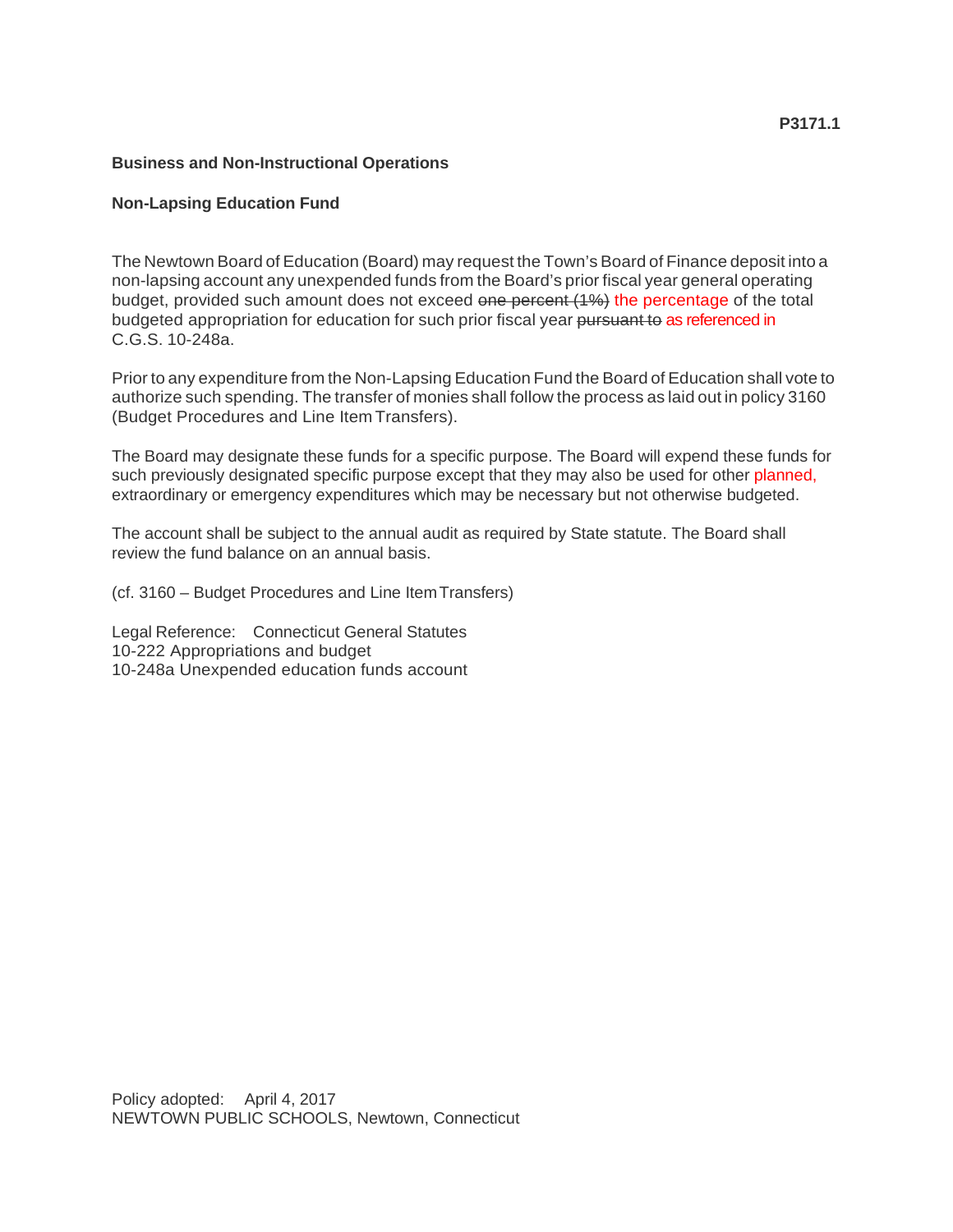P3171.1

**Business and Non-Instructional Operations**

**Non-Lapsing Education Fund**

The Newtown Board of Education (Board) may request the Town's Board of Finance deposit into a non-lapsing account any unexpended funds from the Board's prior fiscal year general operating budget, provided such amount does not exceed ~~one percent (1%)~~ the percentage of the total budgeted appropriation for education for such prior fiscal year ~~pursuant to~~ as referenced in C.G.S. 10-248a.

Prior to any expenditure from the Non-Lapsing Education Fund the Board of Education shall vote to authorize such spending. The transfer of monies shall follow the process as laid out in policy 3160 (Budget Procedures and Line Item Transfers).

The Board may designate these funds for a specific purpose. The Board will expend these funds for such previously designated specific purpose except that they may also be used for other planned, extraordinary or emergency expenditures which may be necessary but not otherwise budgeted.

The account shall be subject to the annual audit as required by State statute. The Board shall review the fund balance on an annual basis.

(cf. 3160 – Budget Procedures and Line Item Transfers)

Legal Reference: Connecticut General Statutes
10-222 Appropriations and budget
10-248a Unexpended education funds account

Policy adopted: April 4, 2017
NEWTOWN PUBLIC SCHOOLS, Newtown, Connecticut